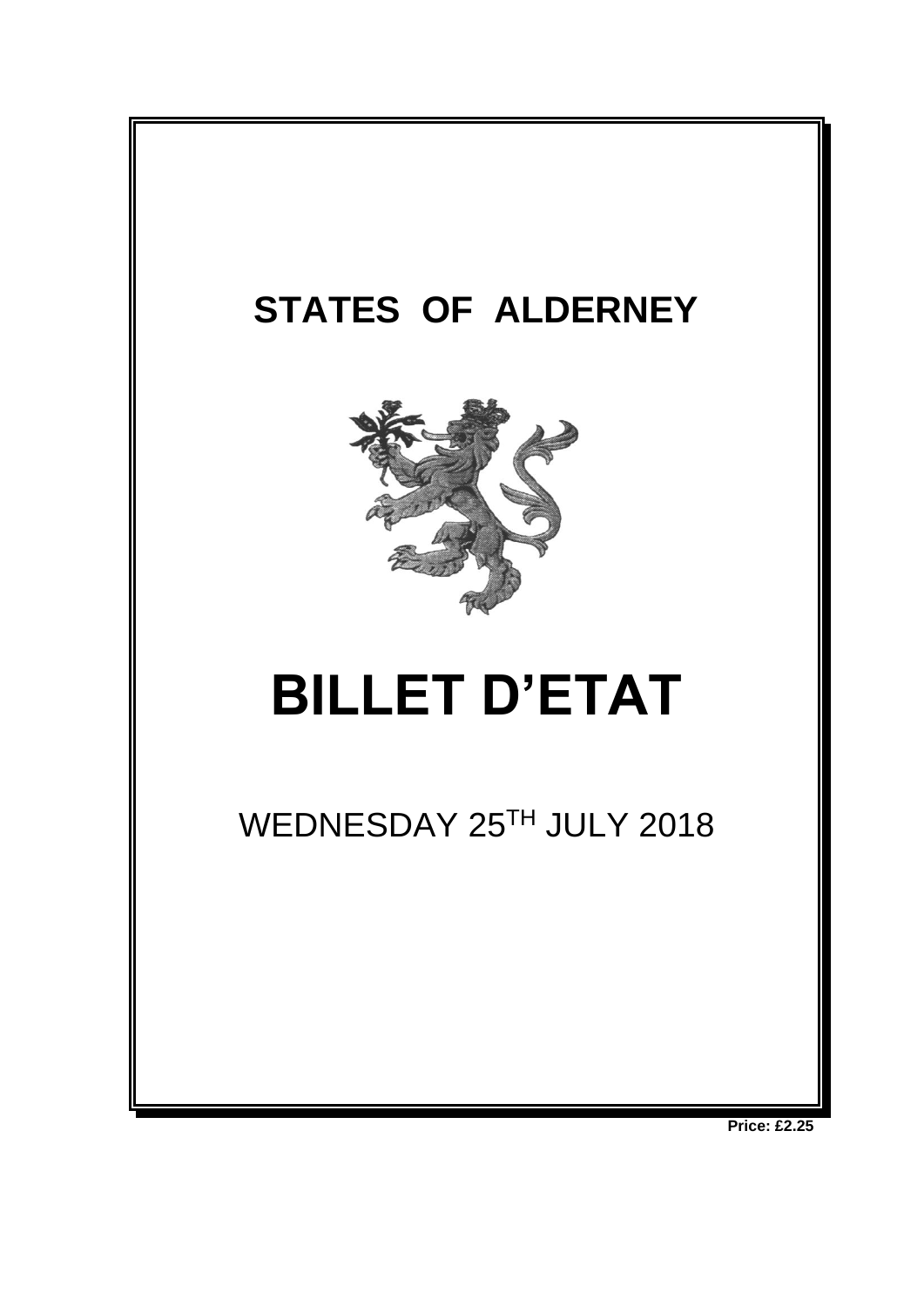# STATES OF ALDERNEY

# BILLET D'ETAT

WEDNESDAY 25TH JULY 2018

**Price: £2.25**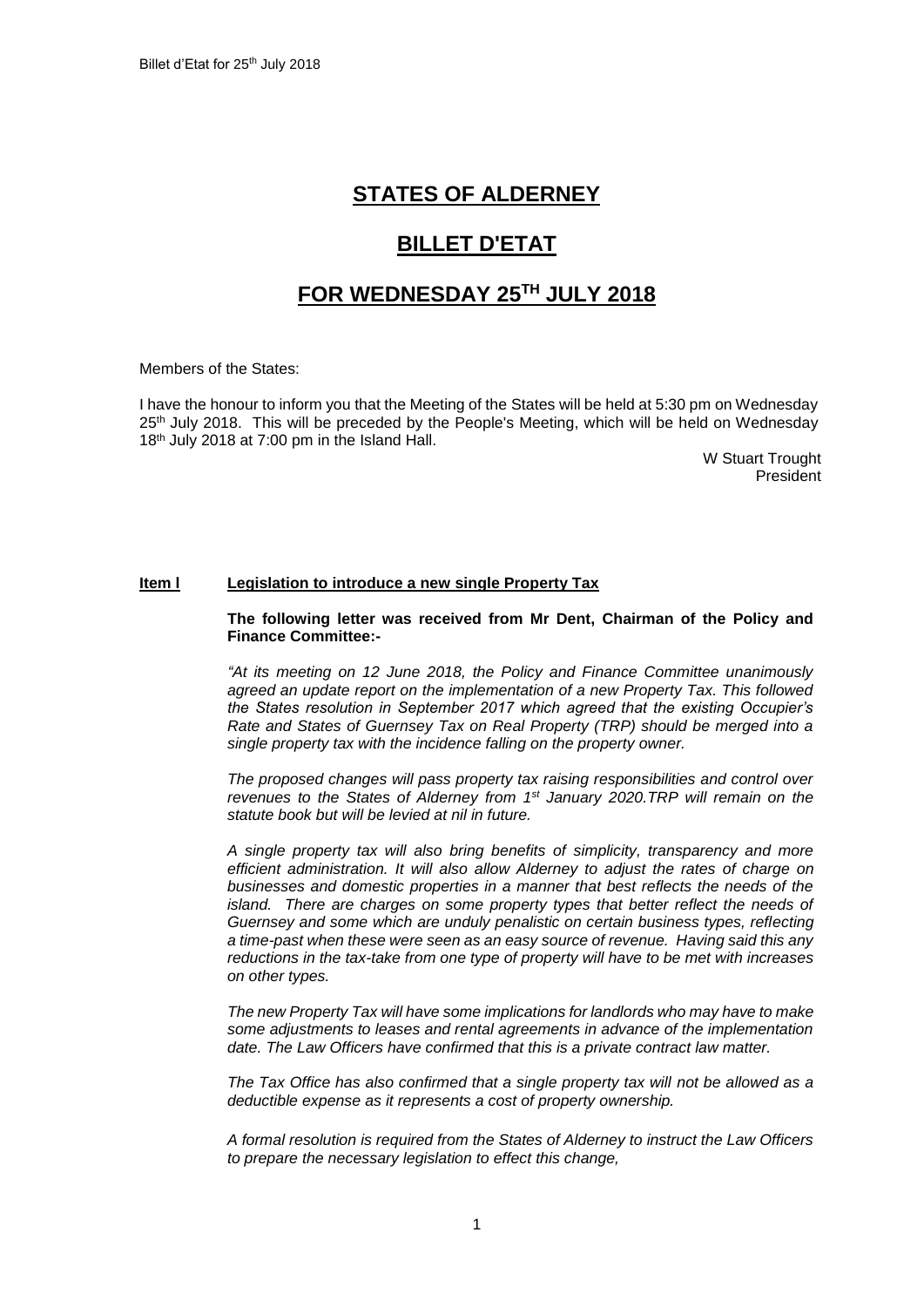# STATES OF ALDERNEY

# BILLET D'ETAT

# FOR WEDNESDAY 25[TH] JULY 2018

Members of the States:

I have the honour to inform you that the Meeting of the States will be held at 5:30 pm on Wednesday 25[th] July 2018. This will be preceded by the People's Meeting, which will be held on Wednesday 18[th] July 2018 at 7:00 pm in the Island Hall.

W Stuart Trought
President

## Item l Legislation to introduce a new single Property Tax

**The following letter was received from Mr Dent, Chairman of the Policy and Finance Committee:-**

*"At its meeting on 12 June 2018, the Policy and Finance Committee unanimously agreed an update report on the implementation of a new Property Tax. This followed the States resolution in September 2017 which agreed that the existing Occupier's Rate and States of Guernsey Tax on Real Property (TRP) should be merged into a single property tax with the incidence falling on the property owner.*

*The proposed changes will pass property tax raising responsibilities and control over revenues to the States of Alderney from 1[st] January 2020.TRP will remain on the statute book but will be levied at nil in future.*

*A single property tax will also bring benefits of simplicity, transparency and more efficient administration. It will also allow Alderney to adjust the rates of charge on businesses and domestic properties in a manner that best reflects the needs of the island. There are charges on some property types that better reflect the needs of Guernsey and some which are unduly penalistic on certain business types, reflecting a time-past when these were seen as an easy source of revenue. Having said this any reductions in the tax-take from one type of property will have to be met with increases on other types.*

*The new Property Tax will have some implications for landlords who may have to make some adjustments to leases and rental agreements in advance of the implementation date. The Law Officers have confirmed that this is a private contract law matter.*

*The Tax Office has also confirmed that a single property tax will not be allowed as a deductible expense as it represents a cost of property ownership.*

*A formal resolution is required from the States of Alderney to instruct the Law Officers to prepare the necessary legislation to effect this change,*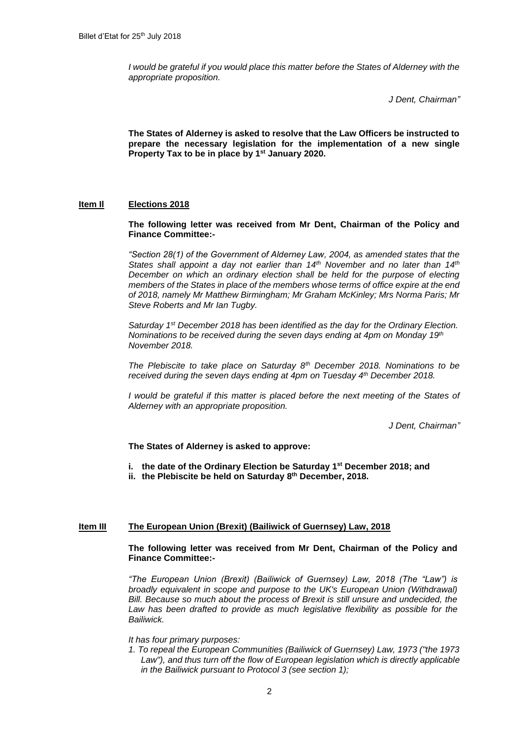*I would be grateful if you would place this matter before the States of Alderney with the appropriate proposition.*

*J Dent, Chairman"*

**The States of Alderney is asked to resolve that the Law Officers be instructed to prepare the necessary legislation for the implementation of a new single Property Tax to be in place by 1st January 2020.**

## Item II Elections 2018

**The following letter was received from Mr Dent, Chairman of the Policy and Finance Committee:-**

*"Section 28(1) of the Government of Alderney Law, 2004, as amended states that the States shall appoint a day not earlier than 14th November and no later than 14th December on which an ordinary election shall be held for the purpose of electing members of the States in place of the members whose terms of office expire at the end of 2018, namely Mr Matthew Birmingham; Mr Graham McKinley; Mrs Norma Paris; Mr Steve Roberts and Mr Ian Tugby.*

*Saturday 1st December 2018 has been identified as the day for the Ordinary Election. Nominations to be received during the seven days ending at 4pm on Monday 19th November 2018.*

*The Plebiscite to take place on Saturday 8th December 2018. Nominations to be received during the seven days ending at 4pm on Tuesday 4th December 2018.*

*I would be grateful if this matter is placed before the next meeting of the States of Alderney with an appropriate proposition.*

*J Dent, Chairman"*

**The States of Alderney is asked to approve:**

**i. the date of the Ordinary Election be Saturday 1st December 2018; and**
**ii. the Plebiscite be held on Saturday 8th December, 2018.**

## Item III The European Union (Brexit) (Bailiwick of Guernsey) Law, 2018

**The following letter was received from Mr Dent, Chairman of the Policy and Finance Committee:-**

*"The European Union (Brexit) (Bailiwick of Guernsey) Law, 2018 (The "Law") is broadly equivalent in scope and purpose to the UK's European Union (Withdrawal) Bill. Because so much about the process of Brexit is still unsure and undecided, the Law has been drafted to provide as much legislative flexibility as possible for the Bailiwick.*

*It has four primary purposes:*

1. *To repeal the European Communities (Bailiwick of Guernsey) Law, 1973 ("the 1973 Law"), and thus turn off the flow of European legislation which is directly applicable in the Bailiwick pursuant to Protocol 3 (see section 1);*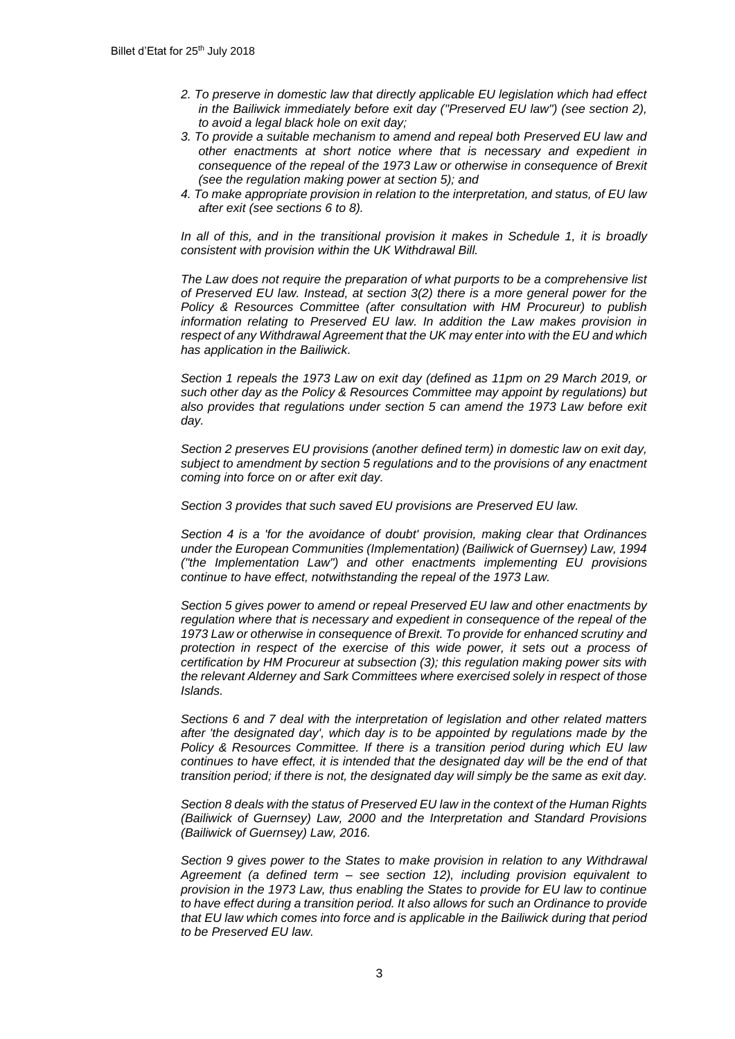*2. To preserve in domestic law that directly applicable EU legislation which had effect in the Bailiwick immediately before exit day ("Preserved EU law") (see section 2), to avoid a legal black hole on exit day;*

*3. To provide a suitable mechanism to amend and repeal both Preserved EU law and other enactments at short notice where that is necessary and expedient in consequence of the repeal of the 1973 Law or otherwise in consequence of Brexit (see the regulation making power at section 5); and*

*4. To make appropriate provision in relation to the interpretation, and status, of EU law after exit (see sections 6 to 8).*

*In all of this, and in the transitional provision it makes in Schedule 1, it is broadly consistent with provision within the UK Withdrawal Bill.*

*The Law does not require the preparation of what purports to be a comprehensive list of Preserved EU law. Instead, at section 3(2) there is a more general power for the Policy & Resources Committee (after consultation with HM Procureur) to publish information relating to Preserved EU law. In addition the Law makes provision in respect of any Withdrawal Agreement that the UK may enter into with the EU and which has application in the Bailiwick.*

*Section 1 repeals the 1973 Law on exit day (defined as 11pm on 29 March 2019, or such other day as the Policy & Resources Committee may appoint by regulations) but also provides that regulations under section 5 can amend the 1973 Law before exit day.*

*Section 2 preserves EU provisions (another defined term) in domestic law on exit day, subject to amendment by section 5 regulations and to the provisions of any enactment coming into force on or after exit day.*

*Section 3 provides that such saved EU provisions are Preserved EU law.*

*Section 4 is a 'for the avoidance of doubt' provision, making clear that Ordinances under the European Communities (Implementation) (Bailiwick of Guernsey) Law, 1994 ("the Implementation Law") and other enactments implementing EU provisions continue to have effect, notwithstanding the repeal of the 1973 Law.*

*Section 5 gives power to amend or repeal Preserved EU law and other enactments by regulation where that is necessary and expedient in consequence of the repeal of the 1973 Law or otherwise in consequence of Brexit. To provide for enhanced scrutiny and protection in respect of the exercise of this wide power, it sets out a process of certification by HM Procureur at subsection (3); this regulation making power sits with the relevant Alderney and Sark Committees where exercised solely in respect of those Islands.*

*Sections 6 and 7 deal with the interpretation of legislation and other related matters after 'the designated day', which day is to be appointed by regulations made by the Policy & Resources Committee. If there is a transition period during which EU law continues to have effect, it is intended that the designated day will be the end of that transition period; if there is not, the designated day will simply be the same as exit day.*

*Section 8 deals with the status of Preserved EU law in the context of the Human Rights (Bailiwick of Guernsey) Law, 2000 and the Interpretation and Standard Provisions (Bailiwick of Guernsey) Law, 2016.*

*Section 9 gives power to the States to make provision in relation to any Withdrawal Agreement (a defined term – see section 12), including provision equivalent to provision in the 1973 Law, thus enabling the States to provide for EU law to continue to have effect during a transition period. It also allows for such an Ordinance to provide that EU law which comes into force and is applicable in the Bailiwick during that period to be Preserved EU law.*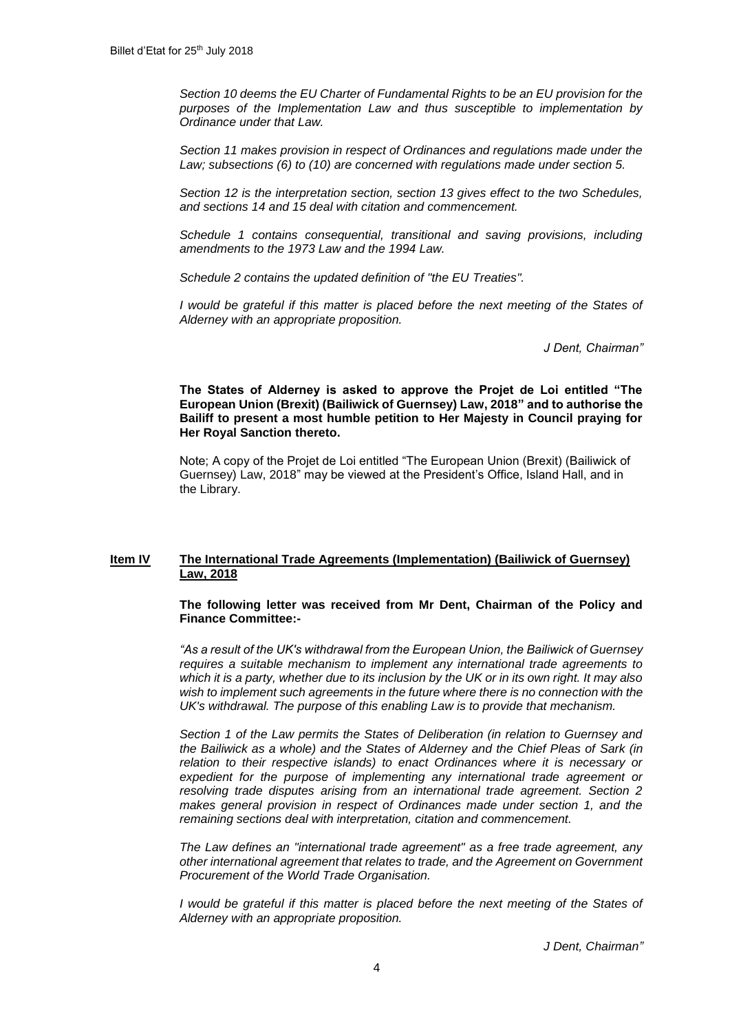*Section 10 deems the EU Charter of Fundamental Rights to be an EU provision for the purposes of the Implementation Law and thus susceptible to implementation by Ordinance under that Law.*

*Section 11 makes provision in respect of Ordinances and regulations made under the Law; subsections (6) to (10) are concerned with regulations made under section 5.*

*Section 12 is the interpretation section, section 13 gives effect to the two Schedules, and sections 14 and 15 deal with citation and commencement.*

*Schedule 1 contains consequential, transitional and saving provisions, including amendments to the 1973 Law and the 1994 Law.*

*Schedule 2 contains the updated definition of "the EU Treaties".*

*I would be grateful if this matter is placed before the next meeting of the States of Alderney with an appropriate proposition.*

*J Dent, Chairman"*

**The States of Alderney is asked to approve the Projet de Loi entitled "The European Union (Brexit) (Bailiwick of Guernsey) Law, 2018" and to authorise the Bailiff to present a most humble petition to Her Majesty in Council praying for Her Royal Sanction thereto.**

Note; A copy of the Projet de Loi entitled "The European Union (Brexit) (Bailiwick of Guernsey) Law, 2018" may be viewed at the President's Office, Island Hall, and in the Library.

## Item IV The International Trade Agreements (Implementation) (Bailiwick of Guernsey) Law, 2018

**The following letter was received from Mr Dent, Chairman of the Policy and Finance Committee:-**

*"As a result of the UK's withdrawal from the European Union, the Bailiwick of Guernsey requires a suitable mechanism to implement any international trade agreements to which it is a party, whether due to its inclusion by the UK or in its own right. It may also wish to implement such agreements in the future where there is no connection with the UK's withdrawal. The purpose of this enabling Law is to provide that mechanism.*

*Section 1 of the Law permits the States of Deliberation (in relation to Guernsey and the Bailiwick as a whole) and the States of Alderney and the Chief Pleas of Sark (in relation to their respective islands) to enact Ordinances where it is necessary or expedient for the purpose of implementing any international trade agreement or resolving trade disputes arising from an international trade agreement. Section 2 makes general provision in respect of Ordinances made under section 1, and the remaining sections deal with interpretation, citation and commencement.*

*The Law defines an "international trade agreement" as a free trade agreement, any other international agreement that relates to trade, and the Agreement on Government Procurement of the World Trade Organisation.*

*I would be grateful if this matter is placed before the next meeting of the States of Alderney with an appropriate proposition.*

*J Dent, Chairman"*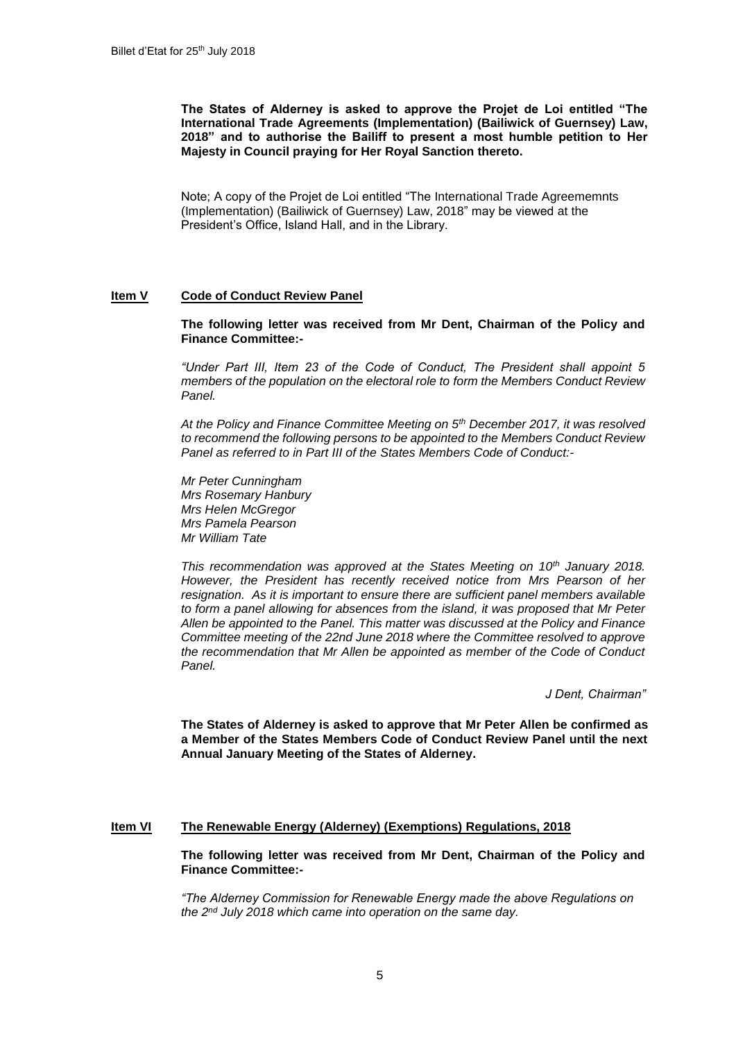**The States of Alderney is asked to approve the Projet de Loi entitled "The International Trade Agreements (Implementation) (Bailiwick of Guernsey) Law, 2018" and to authorise the Bailiff to present a most humble petition to Her Majesty in Council praying for Her Royal Sanction thereto.**

Note; A copy of the Projet de Loi entitled "The International Trade Agreememnts (Implementation) (Bailiwick of Guernsey) Law, 2018" may be viewed at the President's Office, Island Hall, and in the Library.

## Item V Code of Conduct Review Panel

**The following letter was received from Mr Dent, Chairman of the Policy and Finance Committee:-**

*"Under Part III, Item 23 of the Code of Conduct, The President shall appoint 5 members of the population on the electoral role to form the Members Conduct Review Panel.*

*At the Policy and Finance Committee Meeting on 5th December 2017, it was resolved to recommend the following persons to be appointed to the Members Conduct Review Panel as referred to in Part III of the States Members Code of Conduct:-*

*Mr Peter Cunningham*
*Mrs Rosemary Hanbury*
*Mrs Helen McGregor*
*Mrs Pamela Pearson*
*Mr William Tate*

*This recommendation was approved at the States Meeting on 10th January 2018. However, the President has recently received notice from Mrs Pearson of her resignation. As it is important to ensure there are sufficient panel members available to form a panel allowing for absences from the island, it was proposed that Mr Peter Allen be appointed to the Panel. This matter was discussed at the Policy and Finance Committee meeting of the 22nd June 2018 where the Committee resolved to approve the recommendation that Mr Allen be appointed as member of the Code of Conduct Panel.*

*J Dent, Chairman"*

**The States of Alderney is asked to approve that Mr Peter Allen be confirmed as a Member of the States Members Code of Conduct Review Panel until the next Annual January Meeting of the States of Alderney.**

## Item VI The Renewable Energy (Alderney) (Exemptions) Regulations, 2018

**The following letter was received from Mr Dent, Chairman of the Policy and Finance Committee:-**

*"The Alderney Commission for Renewable Energy made the above Regulations on the 2nd July 2018 which came into operation on the same day.*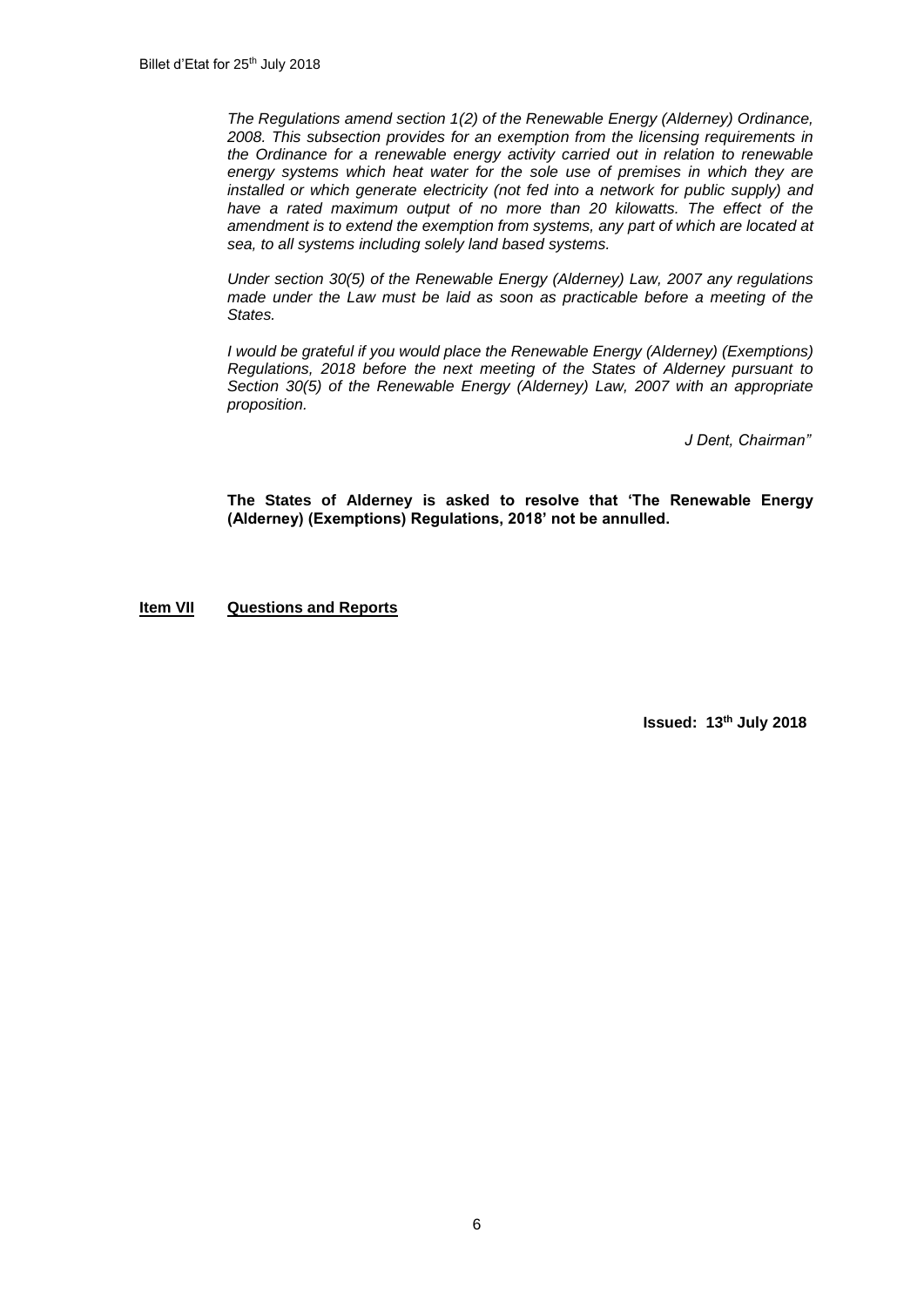*The Regulations amend section 1(2) of the Renewable Energy (Alderney) Ordinance, 2008. This subsection provides for an exemption from the licensing requirements in the Ordinance for a renewable energy activity carried out in relation to renewable energy systems which heat water for the sole use of premises in which they are installed or which generate electricity (not fed into a network for public supply) and have a rated maximum output of no more than 20 kilowatts. The effect of the amendment is to extend the exemption from systems, any part of which are located at sea, to all systems including solely land based systems.*

*Under section 30(5) of the Renewable Energy (Alderney) Law, 2007 any regulations made under the Law must be laid as soon as practicable before a meeting of the States.*

*I would be grateful if you would place the Renewable Energy (Alderney) (Exemptions) Regulations, 2018 before the next meeting of the States of Alderney pursuant to Section 30(5) of the Renewable Energy (Alderney) Law, 2007 with an appropriate proposition.*

*J Dent, Chairman"*

**The States of Alderney is asked to resolve that 'The Renewable Energy (Alderney) (Exemptions) Regulations, 2018' not be annulled.**

**Item VII Questions and Reports**

**Issued: 13th July 2018**